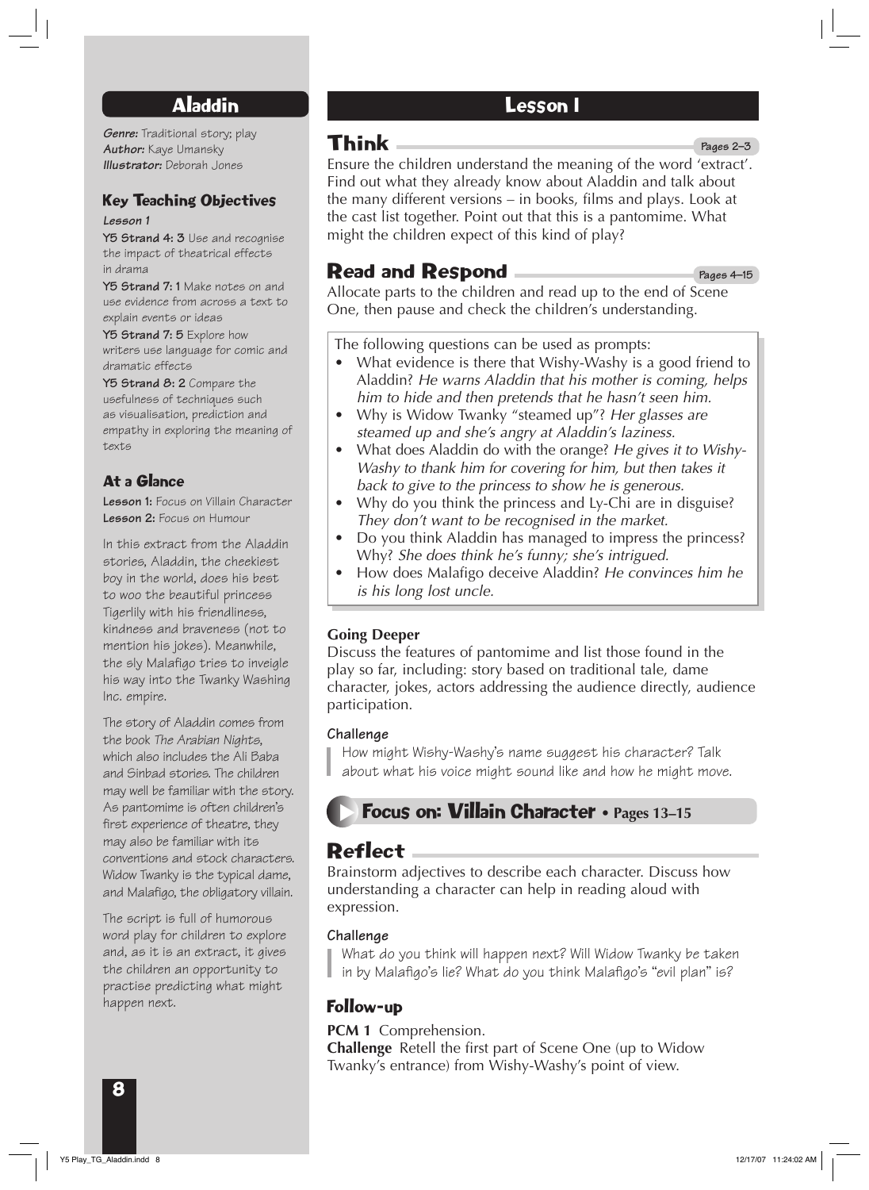## Aladdin

***Genre:*** Traditional story; play
***Author:*** Kaye Umansky
***Illustrator:*** Deborah Jones

### Key Teaching Objectives

*Lesson 1*

**Y5 Strand 4: 3** Use and recognise the impact of theatrical effects in drama

**Y5 Strand 7: 1** Make notes on and use evidence from across a text to explain events or ideas

**Y5 Strand 7: 5** Explore how writers use language for comic and dramatic effects

**Y5 Strand 8: 2** Compare the usefulness of techniques such as visualisation, prediction and empathy in exploring the meaning of texts

### At a Glance

**Lesson 1:** Focus on Villain Character
**Lesson 2:** Focus on Humour

In this extract from the Aladdin stories, Aladdin, the cheekiest boy in the world, does his best to woo the beautiful princess Tigerlily with his friendliness, kindness and braveness (not to mention his jokes). Meanwhile, the sly Malafigo tries to inveigle his way into the Twanky Washing Inc. empire.

The story of Aladdin comes from the book *The Arabian Nights*, which also includes the Ali Baba and Sinbad stories. The children may well be familiar with the story. As pantomime is often children's first experience of theatre, they may also be familiar with its conventions and stock characters. Widow Twanky is the typical dame, and Malafigo, the obligatory villain.

The script is full of humorous word play for children to explore and, as it is an extract, it gives the children an opportunity to practise predicting what might happen next.

## Lesson 1

### Think

Pages 2–3

Ensure the children understand the meaning of the word 'extract'. Find out what they already know about Aladdin and talk about the many different versions – in books, films and plays. Look at the cast list together. Point out that this is a pantomime. What might the children expect of this kind of play?

### Read and Respond

Pages 4–15

Allocate parts to the children and read up to the end of Scene One, then pause and check the children's understanding.

The following questions can be used as prompts:

- What evidence is there that Wishy-Washy is a good friend to Aladdin? *He warns Aladdin that his mother is coming, helps him to hide and then pretends that he hasn't seen him.*
- Why is Widow Twanky "steamed up"? *Her glasses are steamed up and she's angry at Aladdin's laziness.*
- What does Aladdin do with the orange? *He gives it to Wishy-Washy to thank him for covering for him, but then takes it back to give to the princess to show he is generous.*
- Why do you think the princess and Ly-Chi are in disguise? *They don't want to be recognised in the market.*
- Do you think Aladdin has managed to impress the princess? Why? *She does think he's funny; she's intrigued.*
- How does Malafigo deceive Aladdin? *He convinces him he is his long lost uncle.*

**Going Deeper**

Discuss the features of pantomime and list those found in the play so far, including: story based on traditional tale, dame character, jokes, actors addressing the audience directly, audience participation.

**Challenge**

How might Wishy-Washy's name suggest his character? Talk about what his voice might sound like and how he might move.

### Focus on: Villain Character • Pages 13–15

### Reflect

Brainstorm adjectives to describe each character. Discuss how understanding a character can help in reading aloud with expression.

**Challenge**

What do you think will happen next? Will Widow Twanky be taken in by Malafigo's lie? What do you think Malafigo's "evil plan" is?

### Follow-up

**PCM 1** Comprehension.
**Challenge** Retell the first part of Scene One (up to Widow Twanky's entrance) from Wishy-Washy's point of view.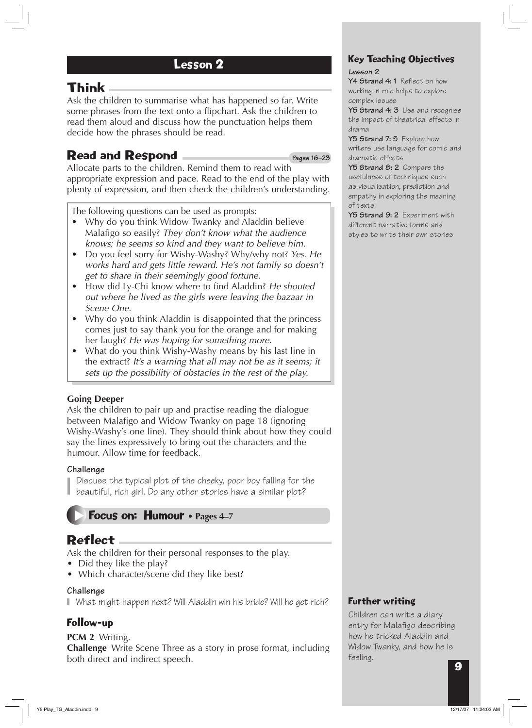## Lesson 2

### Think

Ask the children to summarise what has happened so far. Write some phrases from the text onto a flipchart. Ask the children to read them aloud and discuss how the punctuation helps them decide how the phrases should be read.

### Read and Respond

Pages 16–23

Allocate parts to the children. Remind them to read with appropriate expression and pace. Read to the end of the play with plenty of expression, and then check the children's understanding.

The following questions can be used as prompts:

- Why do you think Widow Twanky and Aladdin believe Malafigo so easily? *They don't know what the audience knows; he seems so kind and they want to believe him.*
- Do you feel sorry for Wishy-Washy? Why/why not? *Yes. He works hard and gets little reward. He's not family so doesn't get to share in their seemingly good fortune.*
- How did Ly-Chi know where to find Aladdin? *He shouted out where he lived as the girls were leaving the bazaar in Scene One.*
- Why do you think Aladdin is disappointed that the princess comes just to say thank you for the orange and for making her laugh? *He was hoping for something more.*
- What do you think Wishy-Washy means by his last line in the extract? *It's a warning that all may not be as it seems; it sets up the possibility of obstacles in the rest of the play.*

**Going Deeper**

Ask the children to pair up and practise reading the dialogue between Malafigo and Widow Twanky on page 18 (ignoring Wishy-Washy's one line). They should think about how they could say the lines expressively to bring out the characters and the humour. Allow time for feedback.

**Challenge**

Discuss the typical plot of the cheeky, poor boy falling for the beautiful, rich girl. Do any other stories have a similar plot?

**Focus on: Humour** • **Pages 4–7**

### Reflect

Ask the children for their personal responses to the play.

- Did they like the play?
- Which character/scene did they like best?

**Challenge**

What might happen next? Will Aladdin win his bride? Will he get rich?

### Follow-up

**PCM 2** Writing.

**Challenge** Write Scene Three as a story in prose format, including both direct and indirect speech.

### Key Teaching Objectives

*Lesson 2*

**Y4 Strand 4: 1** Reflect on how working in role helps to explore complex issues

**Y5 Strand 4: 3** Use and recognise the impact of theatrical effects in drama

**Y5 Strand 7: 5** Explore how writers use language for comic and dramatic effects

**Y5 Strand 8: 2** Compare the usefulness of techniques such as visualisation, prediction and empathy in exploring the meaning of texts

**Y5 Strand 9: 2** Experiment with different narrative forms and styles to write their own stories

### Further writing

Children can write a diary entry for Malafigo describing how he tricked Aladdin and Widow Twanky, and how he is feeling.